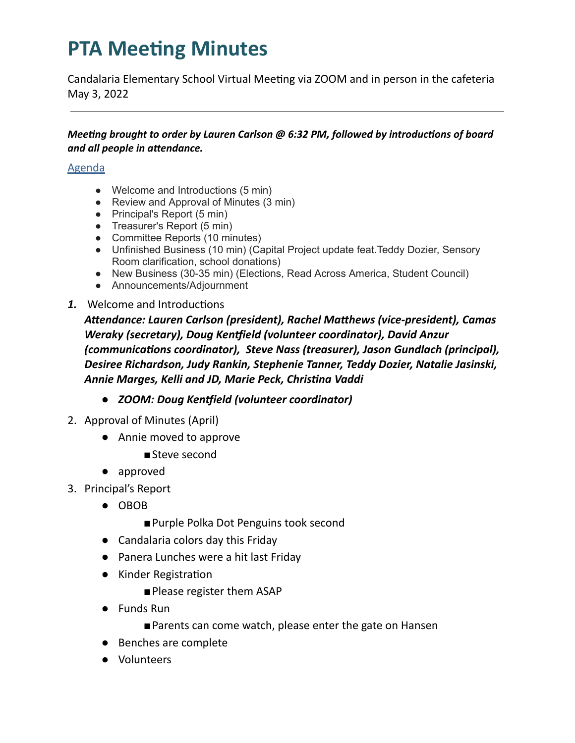# PTA Meeting Minutes

Candalaria Elementary School Virtual Meeting via ZOOM and in person in the cafeteria
May 3, 2022

---

***Meeting brought to order by Lauren Carlson @ 6:32 PM, followed by introductions of board and all people in attendance.***

Agenda

- Welcome and Introductions (5 min)
- Review and Approval of Minutes (3 min)
- Principal's Report (5 min)
- Treasurer's Report (5 min)
- Committee Reports (10 minutes)
- Unfinished Business (10 min) (Capital Project update feat.Teddy Dozier, Sensory Room clarification, school donations)
- New Business (30-35 min) (Elections, Read Across America, Student Council)
- Announcements/Adjournment

1. Welcome and Introductions
   ***Attendance: Lauren Carlson (president), Rachel Matthews (vice-president), Camas Weraky (secretary), Doug Kentfield (volunteer coordinator), David Anzur (communications coordinator), Steve Nass (treasurer), Jason Gundlach (principal), Desiree Richardson, Judy Rankin, Stephenie Tanner, Teddy Dozier, Natalie Jasinski, Annie Marges, Kelli and JD, Marie Peck, Christina Vaddi***
   - ***ZOOM: Doug Kentfield (volunteer coordinator)***
2. Approval of Minutes (April)
   - Annie moved to approve
     - Steve second
   - approved
3. Principal's Report
   - OBOB
     - Purple Polka Dot Penguins took second
   - Candalaria colors day this Friday
   - Panera Lunches were a hit last Friday
   - Kinder Registration
     - Please register them ASAP
   - Funds Run
     - Parents can come watch, please enter the gate on Hansen
   - Benches are complete
   - Volunteers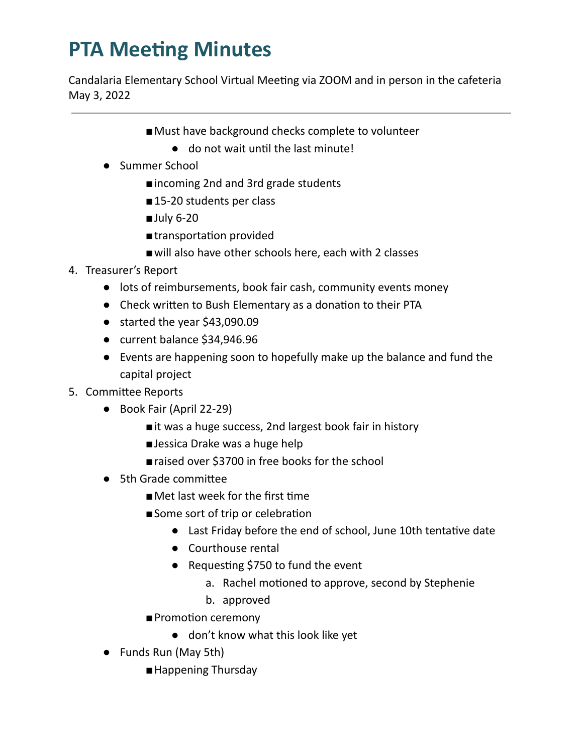# PTA Meeting Minutes

Candalaria Elementary School Virtual Meeting via ZOOM and in person in the cafeteria
May 3, 2022

---

        - Must have background checks complete to volunteer
            - do not wait until the last minute!
    - Summer School
        - incoming 2nd and 3rd grade students
        - 15-20 students per class
        - July 6-20
        - transportation provided
        - will also have other schools here, each with 2 classes
4. Treasurer's Report
    - lots of reimbursements, book fair cash, community events money
    - Check written to Bush Elementary as a donation to their PTA
    - started the year $43,090.09
    - current balance $34,946.96
    - Events are happening soon to hopefully make up the balance and fund the capital project
5. Committee Reports
    - Book Fair (April 22-29)
        - it was a huge success, 2nd largest book fair in history
        - Jessica Drake was a huge help
        - raised over $3700 in free books for the school
    - 5th Grade committee
        - Met last week for the first time
        - Some sort of trip or celebration
            - Last Friday before the end of school, June 10th tentative date
            - Courthouse rental
            - Requesting $750 to fund the event
                a. Rachel motioned to approve, second by Stephenie
                b. approved
        - Promotion ceremony
            - don't know what this look like yet
    - Funds Run (May 5th)
        - Happening Thursday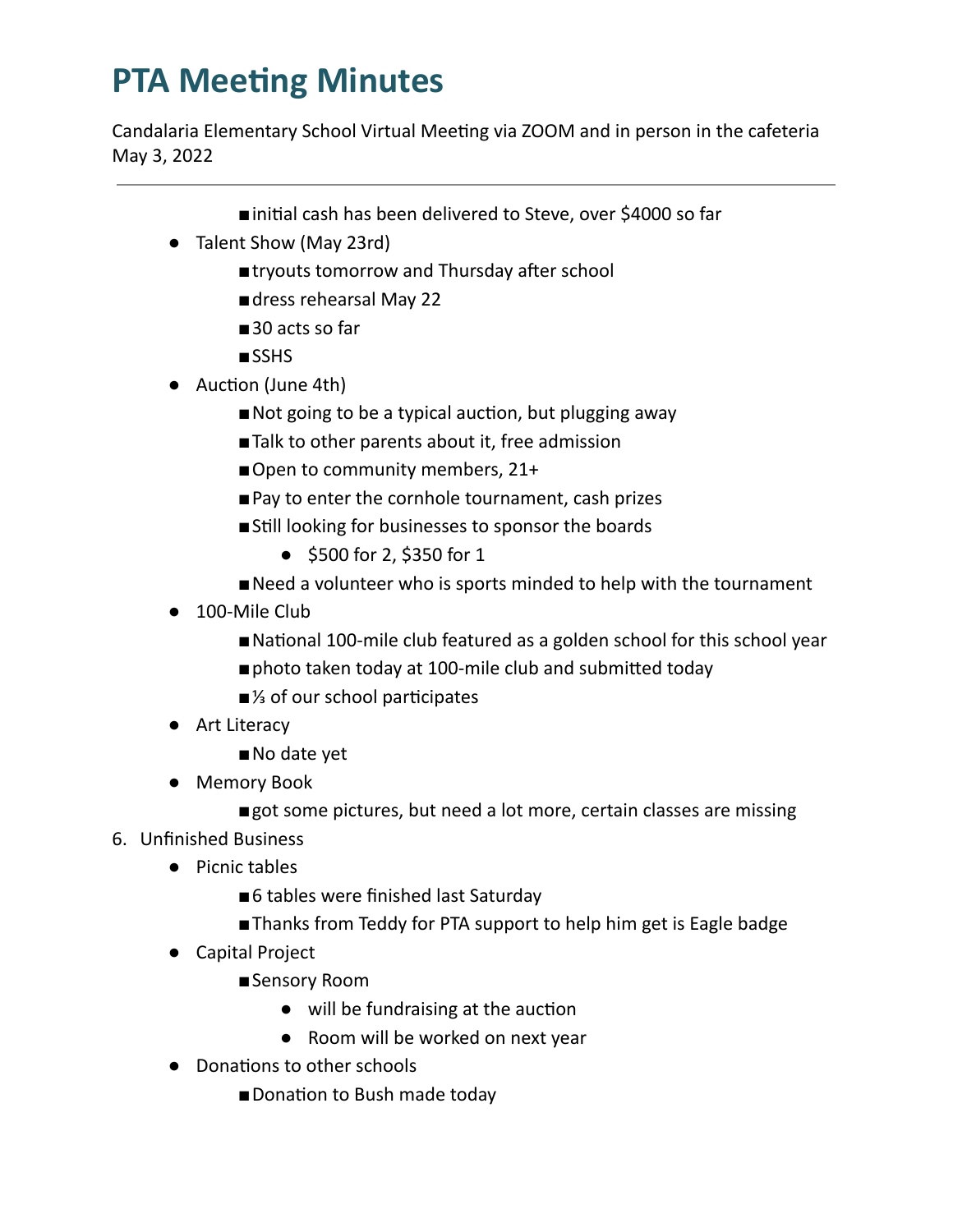# PTA Meeting Minutes

Candalaria Elementary School Virtual Meeting via ZOOM and in person in the cafeteria
May 3, 2022

---

- initial cash has been delivered to Steve, over $4000 so far

- Talent Show (May 23rd)
  - tryouts tomorrow and Thursday after school
  - dress rehearsal May 22
  - 30 acts so far
  - SSHS
- Auction (June 4th)
  - Not going to be a typical auction, but plugging away
  - Talk to other parents about it, free admission
  - Open to community members, 21+
  - Pay to enter the cornhole tournament, cash prizes
  - Still looking for businesses to sponsor the boards
    - $500 for 2, $350 for 1
  - Need a volunteer who is sports minded to help with the tournament
- 100-Mile Club
  - National 100-mile club featured as a golden school for this school year
  - photo taken today at 100-mile club and submitted today
  - ⅓ of our school participates
- Art Literacy
  - No date yet
- Memory Book
  - got some pictures, but need a lot more, certain classes are missing

6. Unfinished Business
   - Picnic tables
     - 6 tables were finished last Saturday
     - Thanks from Teddy for PTA support to help him get is Eagle badge
   - Capital Project
     - Sensory Room
       - will be fundraising at the auction
       - Room will be worked on next year
   - Donations to other schools
     - Donation to Bush made today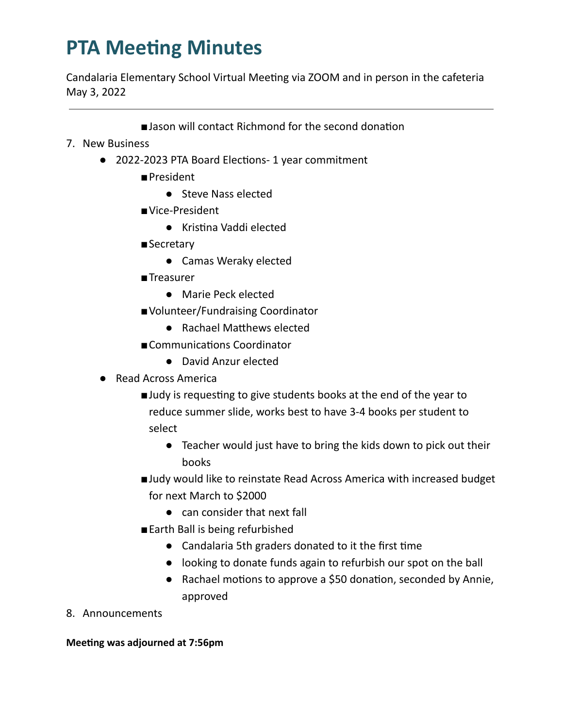# PTA Meeting Minutes

Candalaria Elementary School Virtual Meeting via ZOOM and in person in the cafeteria
May 3, 2022

---

        - Jason will contact Richmond for the second donation

7. New Business
    - 2022-2023 PTA Board Elections- 1 year commitment
        - President
            - Steve Nass elected
        - Vice-President
            - Kristina Vaddi elected
        - Secretary
            - Camas Weraky elected
        - Treasurer
            - Marie Peck elected
        - Volunteer/Fundraising Coordinator
            - Rachael Matthews elected
        - Communications Coordinator
            - David Anzur elected
    - Read Across America
        - Judy is requesting to give students books at the end of the year to reduce summer slide, works best to have 3-4 books per student to select
            - Teacher would just have to bring the kids down to pick out their books
        - Judy would like to reinstate Read Across America with increased budget for next March to $2000
            - can consider that next fall
        - Earth Ball is being refurbished
            - Candalaria 5th graders donated to it the first time
            - looking to donate funds again to refurbish our spot on the ball
            - Rachael motions to approve a $50 donation, seconded by Annie, approved
8. Announcements

**Meeting was adjourned at 7:56pm**